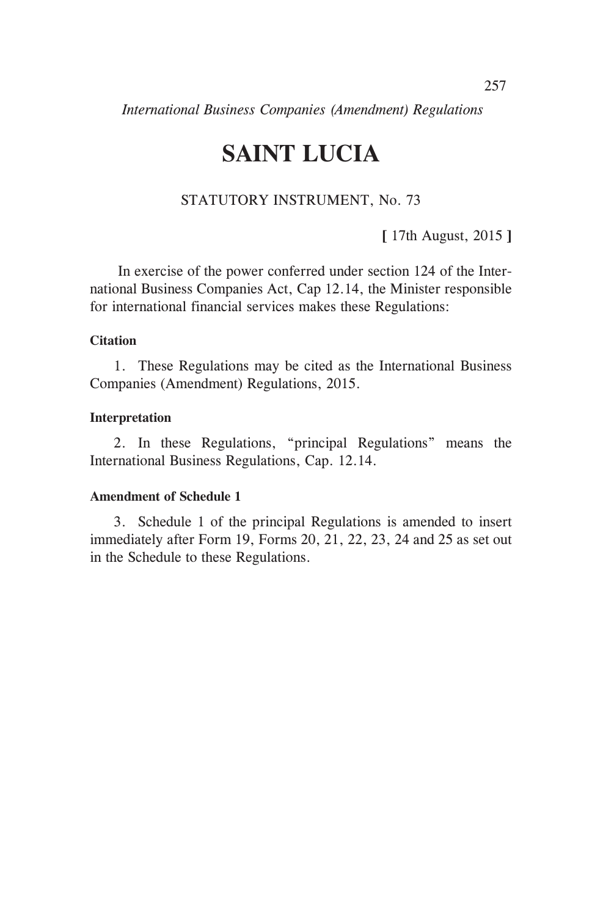# SAINT LUCIA

STATUTORY INSTRUMENT, No. 73

**[** 17th August, 2015 **]**

In exercise of the power conferred under section 124 of the International Business Companies Act, Cap 12.14, the Minister responsible for international financial services makes these Regulations:

**Citation**

1. These Regulations may be cited as the International Business Companies (Amendment) Regulations, 2015.

**Interpretation**

2. In these Regulations, "principal Regulations" means the International Business Regulations, Cap. 12.14.

**Amendment of Schedule 1**

3. Schedule 1 of the principal Regulations is amended to insert immediately after Form 19, Forms 20, 21, 22, 23, 24 and 25 as set out in the Schedule to these Regulations.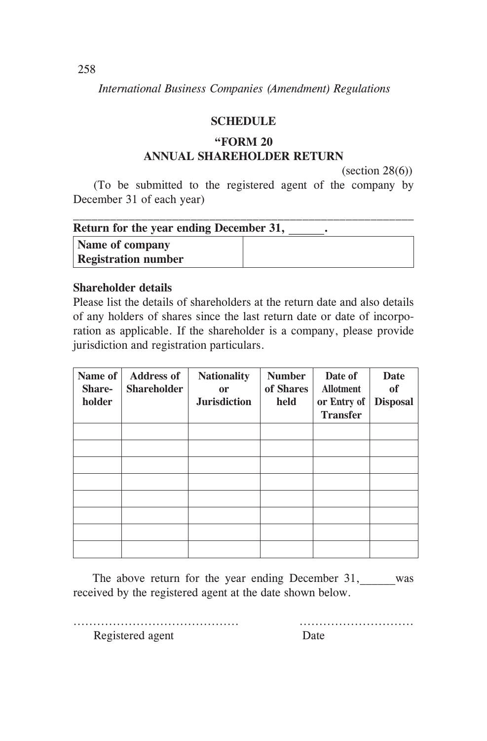## SCHEDULE

### "FORM 20
### ANNUAL SHAREHOLDER RETURN

(section 28(6))

(To be submitted to the registered agent of the company by December 31 of each year)

---

**Return for the year ending December 31, ______.**

| **Name of company** **Registration number** | |
|---|---|

**Shareholder details**

Please list the details of shareholders at the return date and also details of any holders of shares since the last return date or date of incorporation as applicable. If the shareholder is a company, please provide jurisdiction and registration particulars.

| Name of Share-holder | Address of Shareholder | Nationality or Jurisdiction | Number of Shares held | Date of Allotment or Entry of Transfer | Date of Disposal |
|---|---|---|---|---|---|
| | | | | | |
| | | | | | |
| | | | | | |
| | | | | | |
| | | | | | |
| | | | | | |
| | | | | | |
| | | | | | |

The above return for the year ending December 31,______was received by the registered agent at the date shown below.

…………………………………… Registered agent

………………………… Date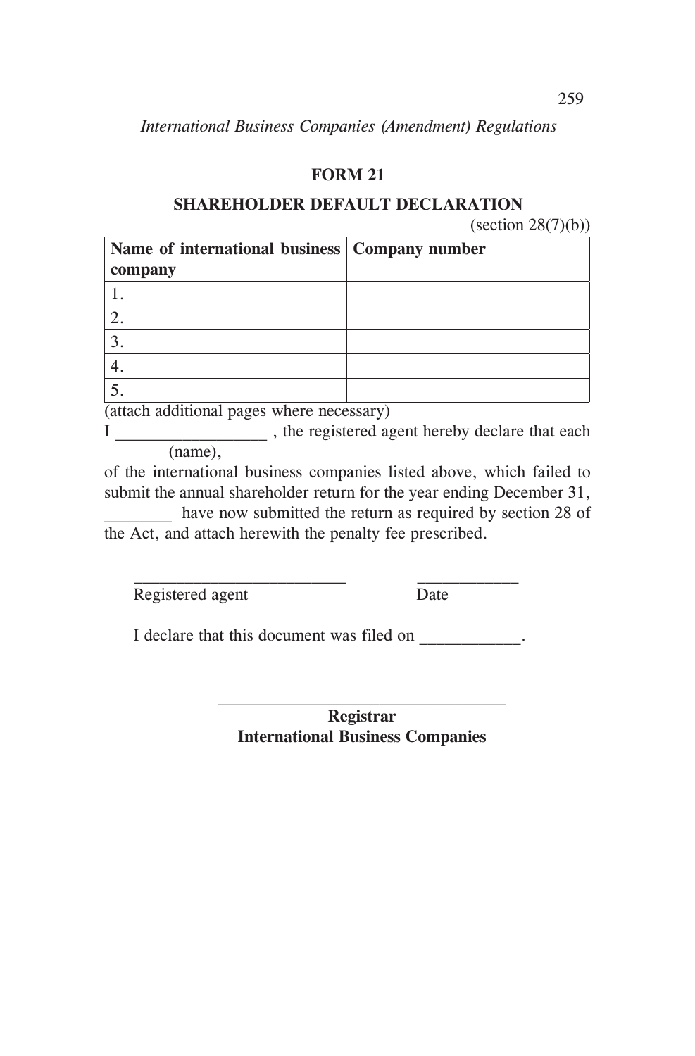## FORM 21

## SHAREHOLDER DEFAULT DECLARATION

(section 28(7)(b))

| Name of international business company | Company number |
|---|---|
| 1. | |
| 2. | |
| 3. | |
| 4. | |
| 5. | |

(attach additional pages where necessary)

I __________________ , the registered agent hereby declare that each
(name),

of the international business companies listed above, which failed to submit the annual shareholder return for the year ending December 31, ________ have now submitted the return as required by section 28 of the Act, and attach herewith the penalty fee prescribed.

_________________________ ____________
Registered agent Date

I declare that this document was filed on ____________.

___________________________________
**Registrar**
**International Business Companies**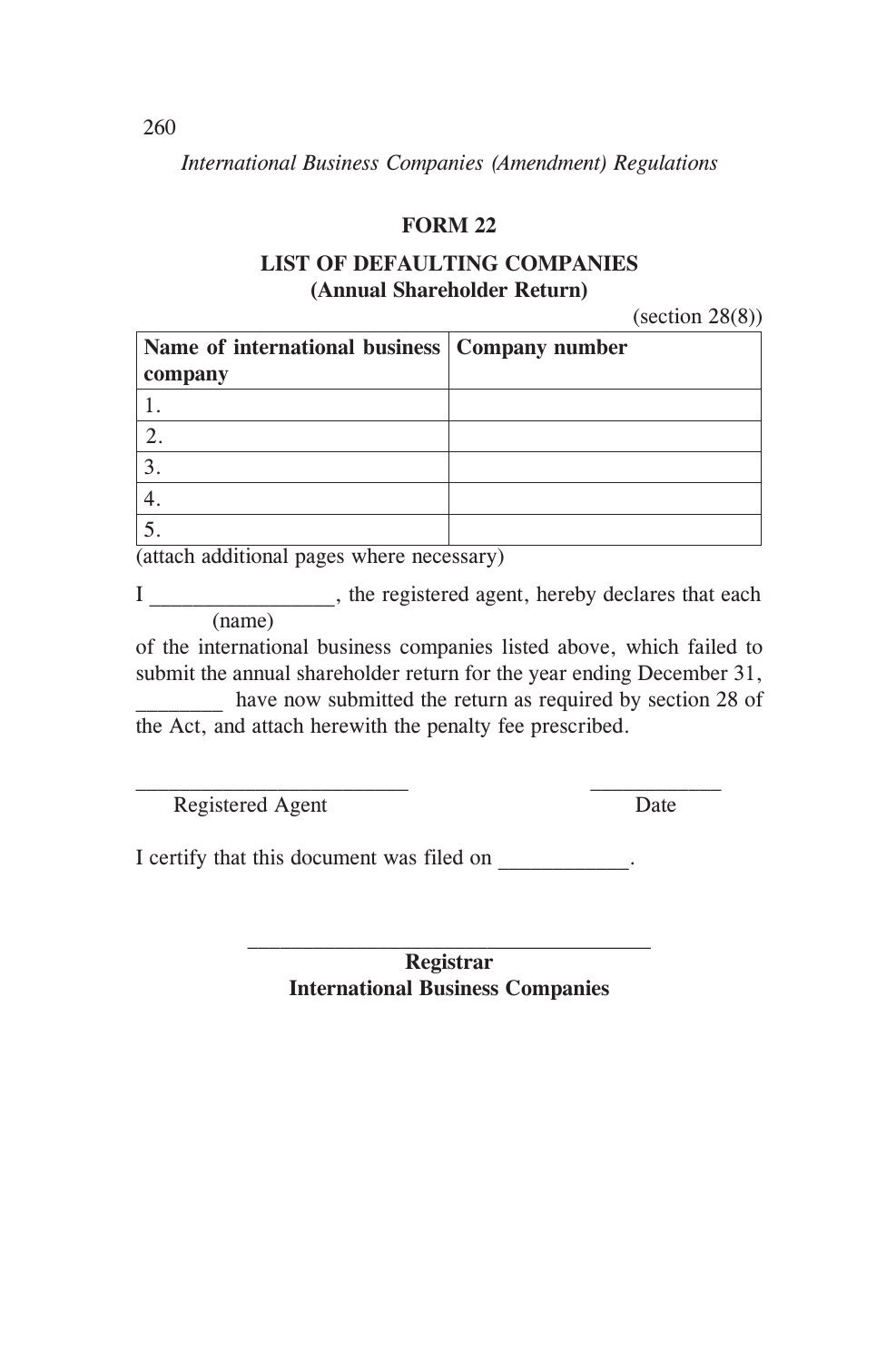## FORM 22

### LIST OF DEFAULTING COMPANIES
### (Annual Shareholder Return)

(section 28(8))

| Name of international business company | Company number |
|---|---|
| 1. | |
| 2. | |
| 3. | |
| 4. | |
| 5. | |

(attach additional pages where necessary)

I ________________, the registered agent, hereby declares that each
(name)
of the international business companies listed above, which failed to submit the annual shareholder return for the year ending December 31, ________ have now submitted the return as required by section 28 of the Act, and attach herewith the penalty fee prescribed.

________________________ Registered Agent

____________ Date

I certify that this document was filed on ___________.

___________________________________
**Registrar**
**International Business Companies**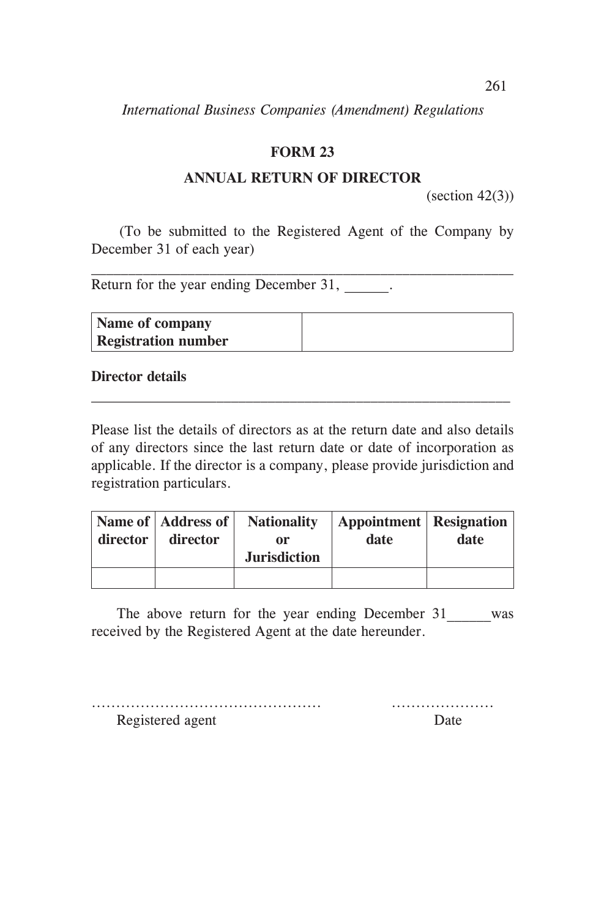## FORM 23

## ANNUAL RETURN OF DIRECTOR

(section 42(3))

(To be submitted to the Registered Agent of the Company by December 31 of each year)

---

Return for the year ending December 31, ______.

| **Name of company** **Registration number** | |
|---|---|

**Director details**

---

Please list the details of directors as at the return date and also details of any directors since the last return date or date of incorporation as applicable. If the director is a company, please provide jurisdiction and registration particulars.

| **Name of director** | **Address of director** | **Nationality or Jurisdiction** | **Appointment date** | **Resignation date** |
|---|---|---|---|---|
| | | | | |

The above return for the year ending December 31______was received by the Registered Agent at the date hereunder.

……………………………………… …………………
Registered agent Date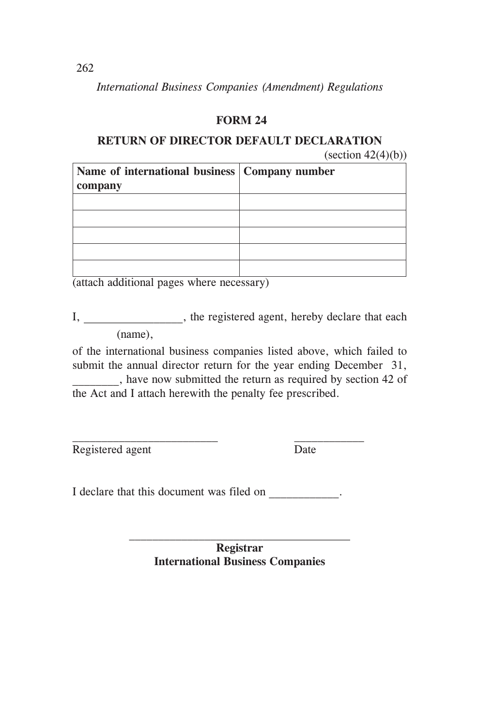## FORM 24

## RETURN OF DIRECTOR DEFAULT DECLARATION

(section 42(4)(b))

| Name of international business company | Company number |
|---|---|
| | |
| | |
| | |
| | |
| | |

(attach additional pages where necessary)

I, _________________, the registered agent, hereby declare that each
(name),

of the international business companies listed above, which failed to submit the annual director return for the year ending December 31, ________, have now submitted the return as required by section 42 of the Act and I attach herewith the penalty fee prescribed.

_________________________ ____________
Registered agent Date

I declare that this document was filed on ____________.

______________________________________
**Registrar**
**International Business Companies**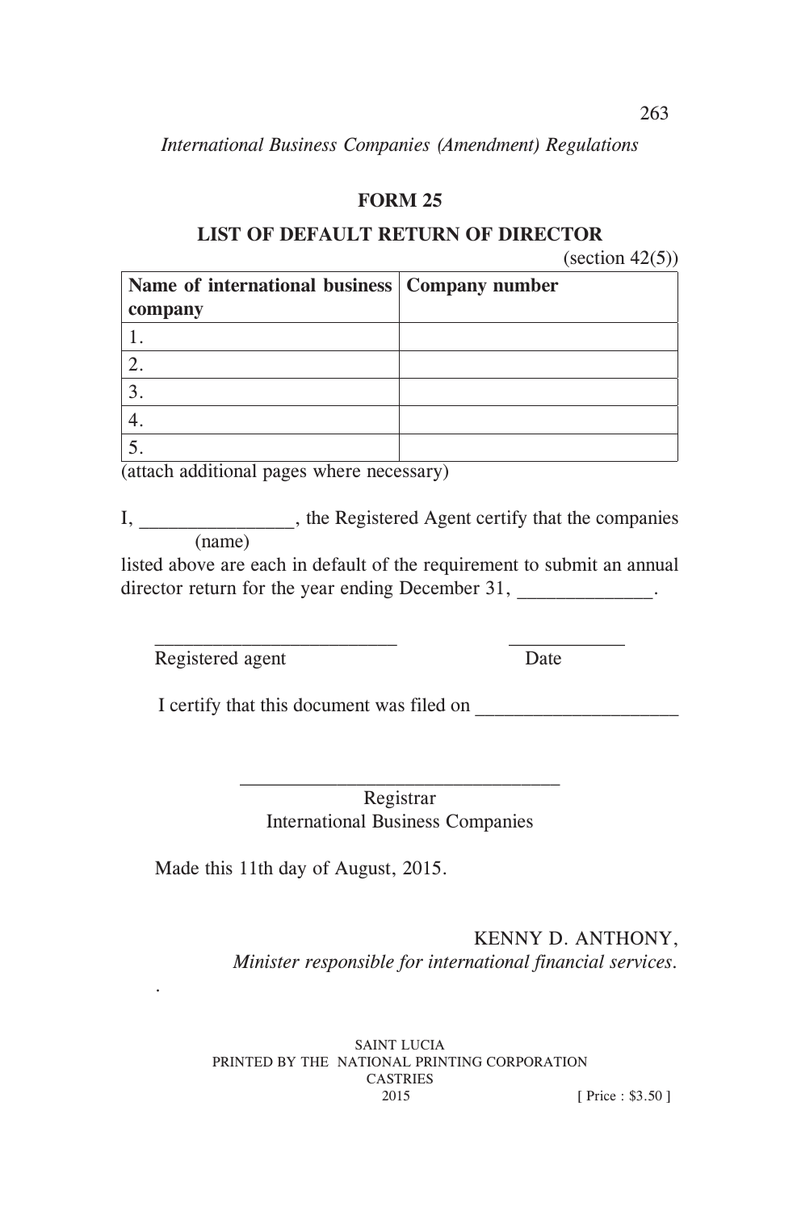## FORM 25

## LIST OF DEFAULT RETURN OF DIRECTOR

(section 42(5))

| Name of international business company | Company number |
|---|---|
| 1. | |
| 2. | |
| 3. | |
| 4. | |
| 5. | |

(attach additional pages where necessary)

I, _______________, the Registered Agent certify that the companies
(name)
listed above are each in default of the requirement to submit an annual director return for the year ending December 31, _____________.

________________________ ___________
Registered agent Date

I certify that this document was filed on ____________________

_______________________________
Registrar
International Business Companies

Made this 11th day of August, 2015.

KENNY D. ANTHONY,
*Minister responsible for international financial services.*

SAINT LUCIA
PRINTED BY THE NATIONAL PRINTING CORPORATION
CASTRIES
2015

[ Price : $3.50 ]